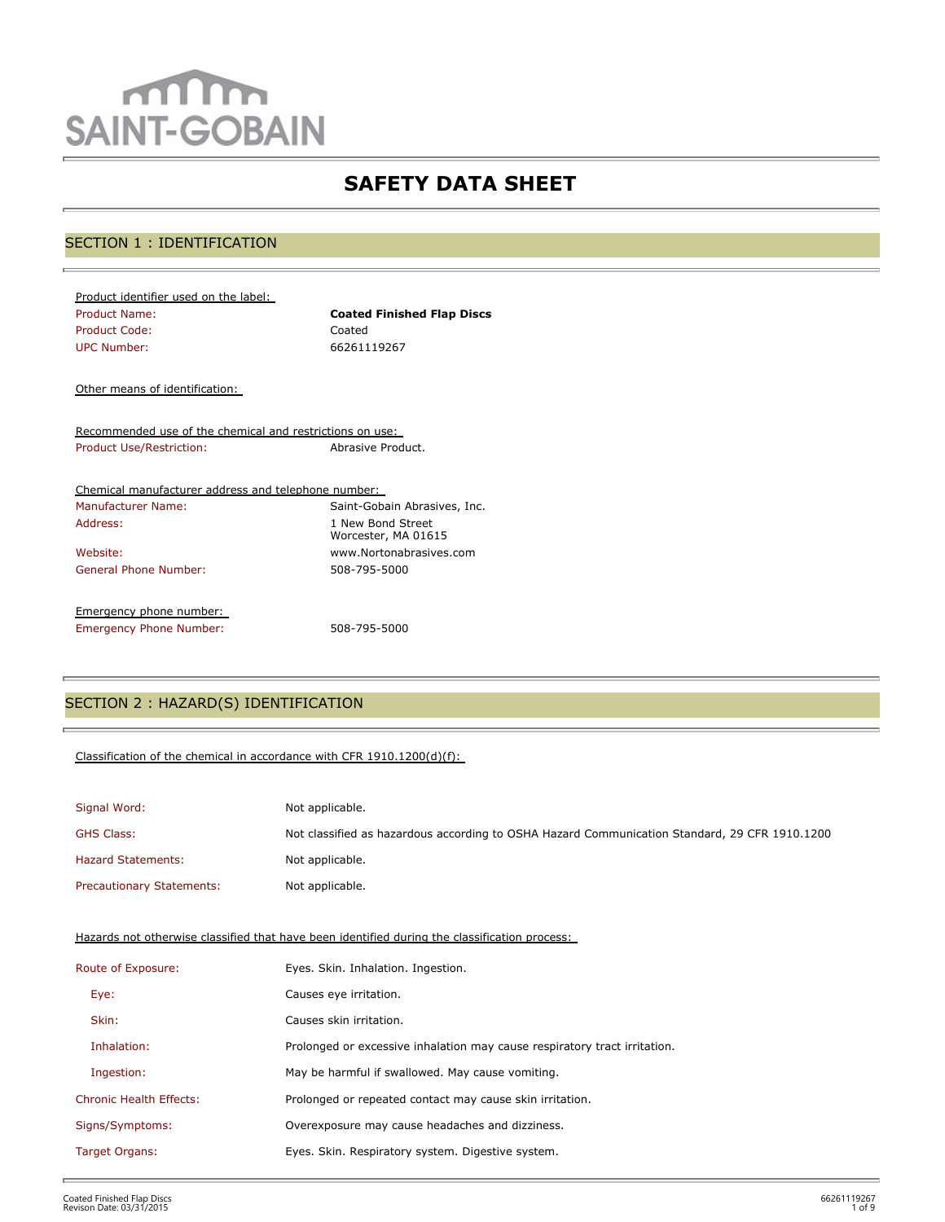SAINT-GOBAIN

# SAFETY DATA SHEET

## SECTION 1 : IDENTIFICATION

Product identifier used on the label:

| | |
|---|---|
| Product Name: | **Coated Finished Flap Discs** |
| Product Code: | Coated |
| UPC Number: | 66261119267 |

Other means of identification:

Recommended use of the chemical and restrictions on use:

| | |
|---|---|
| Product Use/Restriction: | Abrasive Product. |

Chemical manufacturer address and telephone number:

| | |
|---|---|
| Manufacturer Name: | Saint-Gobain Abrasives, Inc. |
| Address: | 1 New Bond Street<br>Worcester, MA 01615 |
| Website: | www.Nortonabrasives.com |
| General Phone Number: | 508-795-5000 |

Emergency phone number:

| | |
|---|---|
| Emergency Phone Number: | 508-795-5000 |

## SECTION 2 : HAZARD(S) IDENTIFICATION

Classification of the chemical in accordance with CFR 1910.1200(d)(f):

| | |
|---|---|
| Signal Word: | Not applicable. |
| GHS Class: | Not classified as hazardous according to OSHA Hazard Communication Standard, 29 CFR 1910.1200 |
| Hazard Statements: | Not applicable. |
| Precautionary Statements: | Not applicable. |

Hazards not otherwise classified that have been identified during the classification process:

| | |
|---|---|
| Route of Exposure: | Eyes. Skin. Inhalation. Ingestion. |
| Eye: | Causes eye irritation. |
| Skin: | Causes skin irritation. |
| Inhalation: | Prolonged or excessive inhalation may cause respiratory tract irritation. |
| Ingestion: | May be harmful if swallowed. May cause vomiting. |
| Chronic Health Effects: | Prolonged or repeated contact may cause skin irritation. |
| Signs/Symptoms: | Overexposure may cause headaches and dizziness. |
| Target Organs: | Eyes. Skin. Respiratory system. Digestive system. |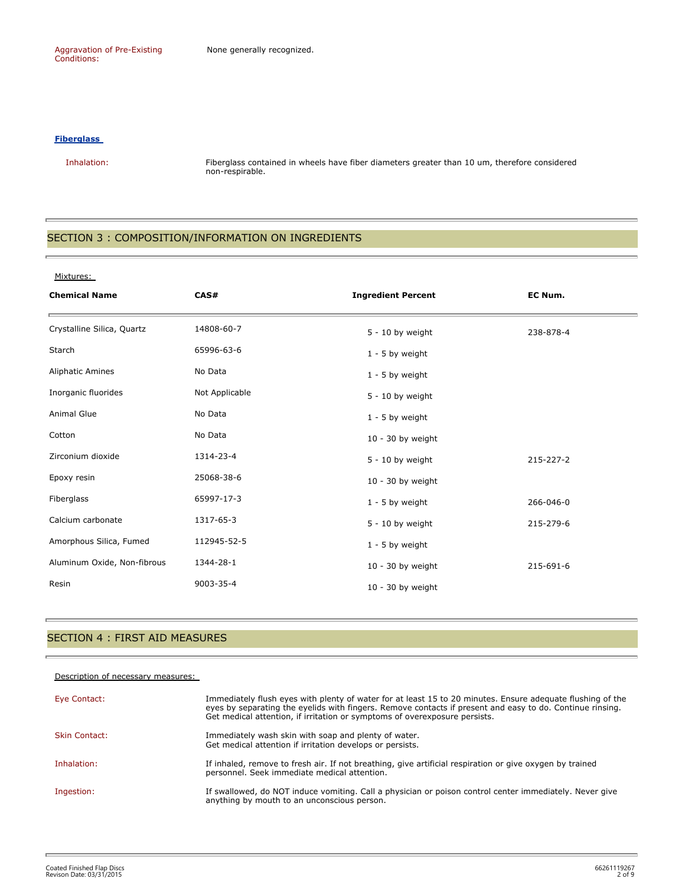Aggravation of Pre-Existing Conditions: None generally recognized.

**Fiberglass**

Inhalation: Fiberglass contained in wheels have fiber diameters greater than 10 um, therefore considered non-respirable.

## SECTION 3 : COMPOSITION/INFORMATION ON INGREDIENTS

Mixtures:

| Chemical Name | CAS# | Ingredient Percent | EC Num. |
|---|---|---|---|
| Crystalline Silica, Quartz | 14808-60-7 | 5 - 10 by weight | 238-878-4 |
| Starch | 65996-63-6 | 1 - 5 by weight | |
| Aliphatic Amines | No Data | 1 - 5 by weight | |
| Inorganic fluorides | Not Applicable | 5 - 10 by weight | |
| Animal Glue | No Data | 1 - 5 by weight | |
| Cotton | No Data | 10 - 30 by weight | |
| Zirconium dioxide | 1314-23-4 | 5 - 10 by weight | 215-227-2 |
| Epoxy resin | 25068-38-6 | 10 - 30 by weight | |
| Fiberglass | 65997-17-3 | 1 - 5 by weight | 266-046-0 |
| Calcium carbonate | 1317-65-3 | 5 - 10 by weight | 215-279-6 |
| Amorphous Silica, Fumed | 112945-52-5 | 1 - 5 by weight | |
| Aluminum Oxide, Non-fibrous | 1344-28-1 | 10 - 30 by weight | 215-691-6 |
| Resin | 9003-35-4 | 10 - 30 by weight | |

## SECTION 4 : FIRST AID MEASURES

Description of necessary measures:

Eye Contact: Immediately flush eyes with plenty of water for at least 15 to 20 minutes. Ensure adequate flushing of the eyes by separating the eyelids with fingers. Remove contacts if present and easy to do. Continue rinsing. Get medical attention, if irritation or symptoms of overexposure persists.

Skin Contact: Immediately wash skin with soap and plenty of water. Get medical attention if irritation develops or persists.

Inhalation: If inhaled, remove to fresh air. If not breathing, give artificial respiration or give oxygen by trained personnel. Seek immediate medical attention.

Ingestion: If swallowed, do NOT induce vomiting. Call a physician or poison control center immediately. Never give anything by mouth to an unconscious person.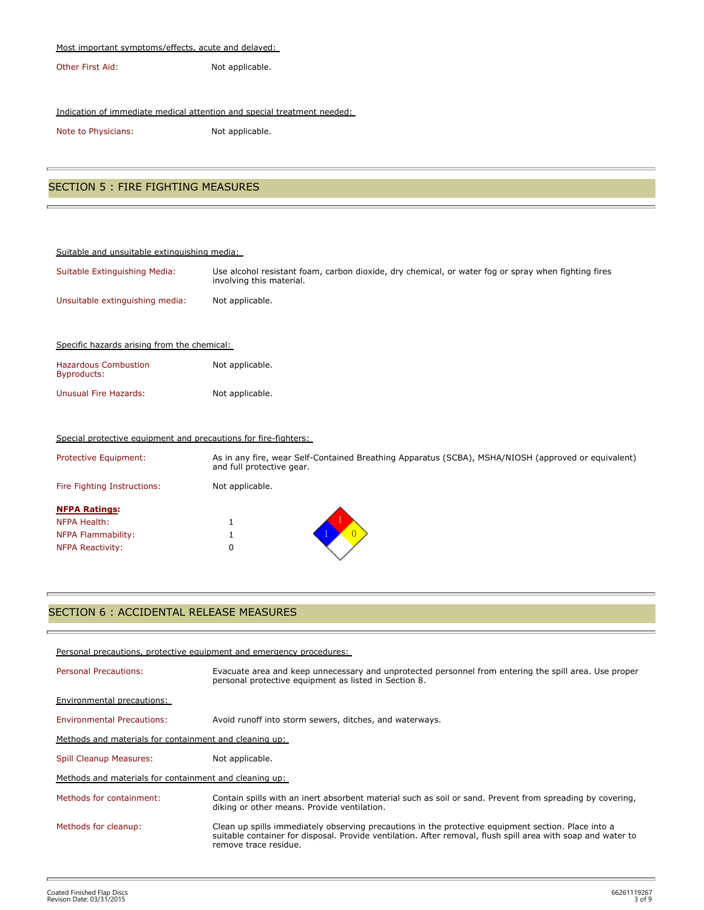Most important symptoms/effects, acute and delayed:

| | |
|---|---|
| Other First Aid: | Not applicable. |

Indication of immediate medical attention and special treatment needed:

| | |
|---|---|
| Note to Physicians: | Not applicable. |

## SECTION 5 : FIRE FIGHTING MEASURES

Suitable and unsuitable extinguishing media:

| | |
|---|---|
| Suitable Extinguishing Media: | Use alcohol resistant foam, carbon dioxide, dry chemical, or water fog or spray when fighting fires involving this material. |
| Unsuitable extinguishing media: | Not applicable. |

Specific hazards arising from the chemical:

| | |
|---|---|
| Hazardous Combustion Byproducts: | Not applicable. |
| Unusual Fire Hazards: | Not applicable. |

Special protective equipment and precautions for fire-fighters:

| | |
|---|---|
| Protective Equipment: | As in any fire, wear Self-Contained Breathing Apparatus (SCBA), MSHA/NIOSH (approved or equivalent) and full protective gear. |
| Fire Fighting Instructions: | Not applicable. |

**NFPA Ratings:**

| | |
|---|---|
| NFPA Health: | 1 |
| NFPA Flammability: | 1 |
| NFPA Reactivity: | 0 |

## SECTION 6 : ACCIDENTAL RELEASE MEASURES

Personal precautions, protective equipment and emergency procedures:

| | |
|---|---|
| Personal Precautions: | Evacuate area and keep unnecessary and unprotected personnel from entering the spill area. Use proper personal protective equipment as listed in Section 8. |

Environmental precautions:

| | |
|---|---|
| Environmental Precautions: | Avoid runoff into storm sewers, ditches, and waterways. |

Methods and materials for containment and cleaning up:

| | |
|---|---|
| Spill Cleanup Measures: | Not applicable. |

Methods and materials for containment and cleaning up:

| | |
|---|---|
| Methods for containment: | Contain spills with an inert absorbent material such as soil or sand. Prevent from spreading by covering, diking or other means. Provide ventilation. |
| Methods for cleanup: | Clean up spills immediately observing precautions in the protective equipment section. Place into a suitable container for disposal. Provide ventilation. After removal, flush spill area with soap and water to remove trace residue. |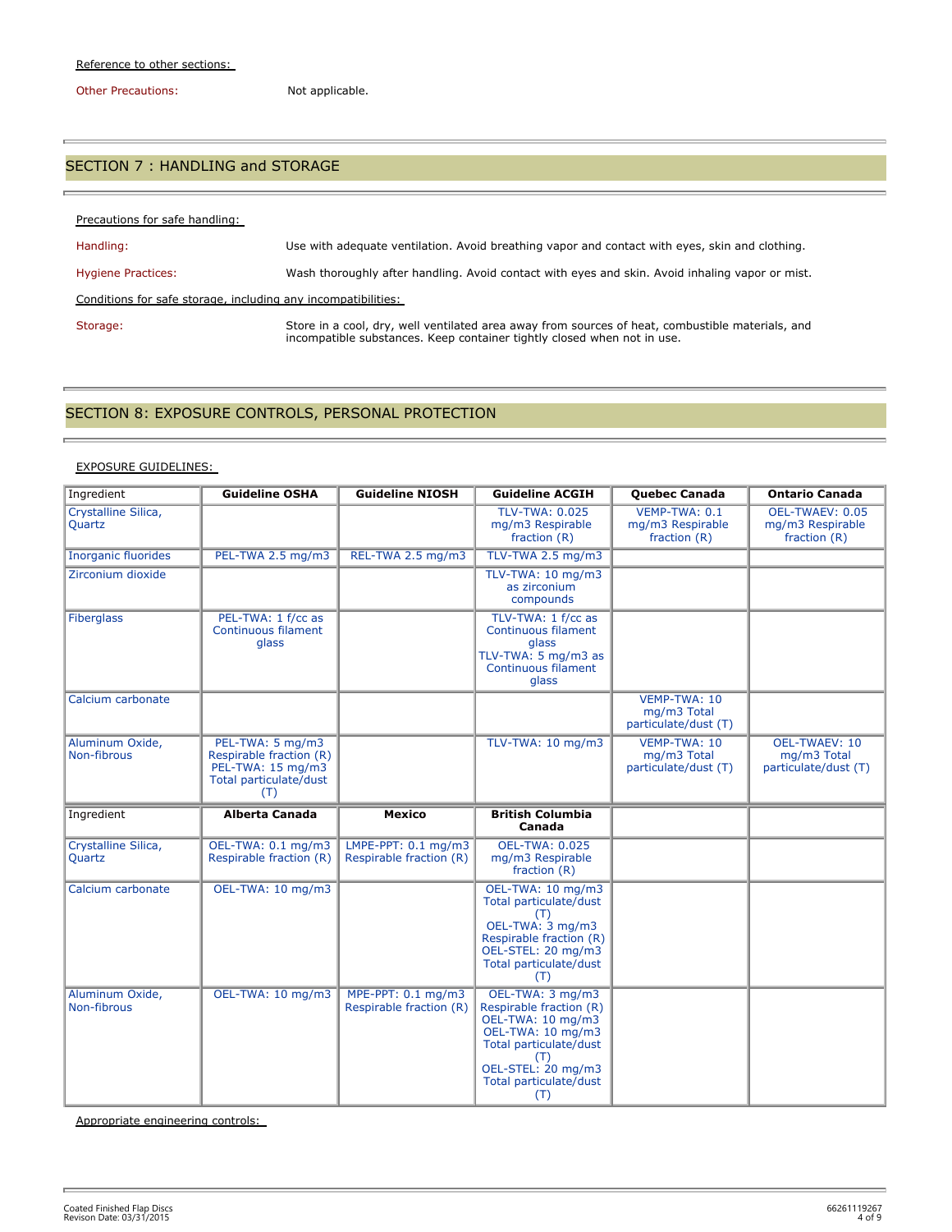Reference to other sections:

Other Precautions: Not applicable.

## SECTION 7 : HANDLING and STORAGE

Precautions for safe handling:

Handling: Use with adequate ventilation. Avoid breathing vapor and contact with eyes, skin and clothing.

Hygiene Practices: Wash thoroughly after handling. Avoid contact with eyes and skin. Avoid inhaling vapor or mist.

Conditions for safe storage, including any incompatibilities:

Storage: Store in a cool, dry, well ventilated area away from sources of heat, combustible materials, and incompatible substances. Keep container tightly closed when not in use.

## SECTION 8: EXPOSURE CONTROLS, PERSONAL PROTECTION

EXPOSURE GUIDELINES:

| Ingredient | Guideline OSHA | Guideline NIOSH | Guideline ACGIH | Quebec Canada | Ontario Canada |
|---|---|---|---|---|---|
| Crystalline Silica, Quartz | | | TLV-TWA: 0.025 mg/m3 Respirable fraction (R) | VEMP-TWA: 0.1 mg/m3 Respirable fraction (R) | OEL-TWAEV: 0.05 mg/m3 Respirable fraction (R) |
| Inorganic fluorides | PEL-TWA 2.5 mg/m3 | REL-TWA 2.5 mg/m3 | TLV-TWA 2.5 mg/m3 | | |
| Zirconium dioxide | | | TLV-TWA: 10 mg/m3 as zirconium compounds | | |
| Fiberglass | PEL-TWA: 1 f/cc as Continuous filament glass | | TLV-TWA: 1 f/cc as Continuous filament glass TLV-TWA: 5 mg/m3 as Continuous filament glass | | |
| Calcium carbonate | | | | VEMP-TWA: 10 mg/m3 Total particulate/dust (T) | |
| Aluminum Oxide, Non-fibrous | PEL-TWA: 5 mg/m3 Respirable fraction (R) PEL-TWA: 15 mg/m3 Total particulate/dust (T) | | TLV-TWA: 10 mg/m3 | VEMP-TWA: 10 mg/m3 Total particulate/dust (T) | OEL-TWAEV: 10 mg/m3 Total particulate/dust (T) |

| Ingredient | Alberta Canada | Mexico | British Columbia Canada | | |
|---|---|---|---|---|---|
| Crystalline Silica, Quartz | OEL-TWA: 0.1 mg/m3 Respirable fraction (R) | LMPE-PPT: 0.1 mg/m3 Respirable fraction (R) | OEL-TWA: 0.025 mg/m3 Respirable fraction (R) | | |
| Calcium carbonate | OEL-TWA: 10 mg/m3 | | OEL-TWA: 10 mg/m3 Total particulate/dust (T) OEL-TWA: 3 mg/m3 Respirable fraction (R) OEL-STEL: 20 mg/m3 Total particulate/dust (T) | | |
| Aluminum Oxide, Non-fibrous | OEL-TWA: 10 mg/m3 | MPE-PPT: 0.1 mg/m3 Respirable fraction (R) | OEL-TWA: 3 mg/m3 Respirable fraction (R) OEL-TWA: 10 mg/m3 Total particulate/dust (T) OEL-STEL: 20 mg/m3 Total particulate/dust (T) | | |

Appropriate engineering controls: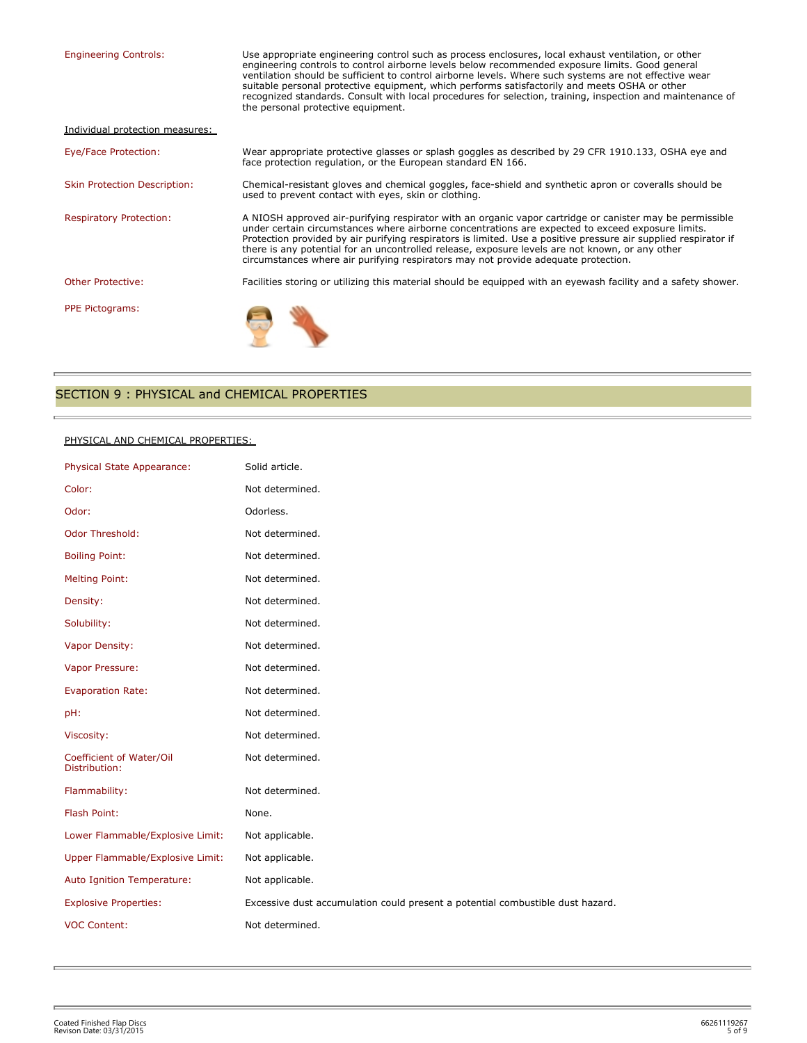| | |
|---|---|
| Engineering Controls: | Use appropriate engineering control such as process enclosures, local exhaust ventilation, or other engineering controls to control airborne levels below recommended exposure limits. Good general ventilation should be sufficient to control airborne levels. Where such systems are not effective wear suitable personal protective equipment, which performs satisfactorily and meets OSHA or other recognized standards. Consult with local procedures for selection, training, inspection and maintenance of the personal protective equipment. |

Individual protection measures:

| | |
|---|---|
| Eye/Face Protection: | Wear appropriate protective glasses or splash goggles as described by 29 CFR 1910.133, OSHA eye and face protection regulation, or the European standard EN 166. |
| Skin Protection Description: | Chemical-resistant gloves and chemical goggles, face-shield and synthetic apron or coveralls should be used to prevent contact with eyes, skin or clothing. |
| Respiratory Protection: | A NIOSH approved air-purifying respirator with an organic vapor cartridge or canister may be permissible under certain circumstances where airborne concentrations are expected to exceed exposure limits. Protection provided by air purifying respirators is limited. Use a positive pressure air supplied respirator if there is any potential for an uncontrolled release, exposure levels are not known, or any other circumstances where air purifying respirators may not provide adequate protection. |
| Other Protective: | Facilities storing or utilizing this material should be equipped with an eyewash facility and a safety shower. |
| PPE Pictograms: | |

## SECTION 9 : PHYSICAL and CHEMICAL PROPERTIES

PHYSICAL AND CHEMICAL PROPERTIES:

| | |
|---|---|
| Physical State Appearance: | Solid article. |
| Color: | Not determined. |
| Odor: | Odorless. |
| Odor Threshold: | Not determined. |
| Boiling Point: | Not determined. |
| Melting Point: | Not determined. |
| Density: | Not determined. |
| Solubility: | Not determined. |
| Vapor Density: | Not determined. |
| Vapor Pressure: | Not determined. |
| Evaporation Rate: | Not determined. |
| pH: | Not determined. |
| Viscosity: | Not determined. |
| Coefficient of Water/Oil Distribution: | Not determined. |
| Flammability: | Not determined. |
| Flash Point: | None. |
| Lower Flammable/Explosive Limit: | Not applicable. |
| Upper Flammable/Explosive Limit: | Not applicable. |
| Auto Ignition Temperature: | Not applicable. |
| Explosive Properties: | Excessive dust accumulation could present a potential combustible dust hazard. |
| VOC Content: | Not determined. |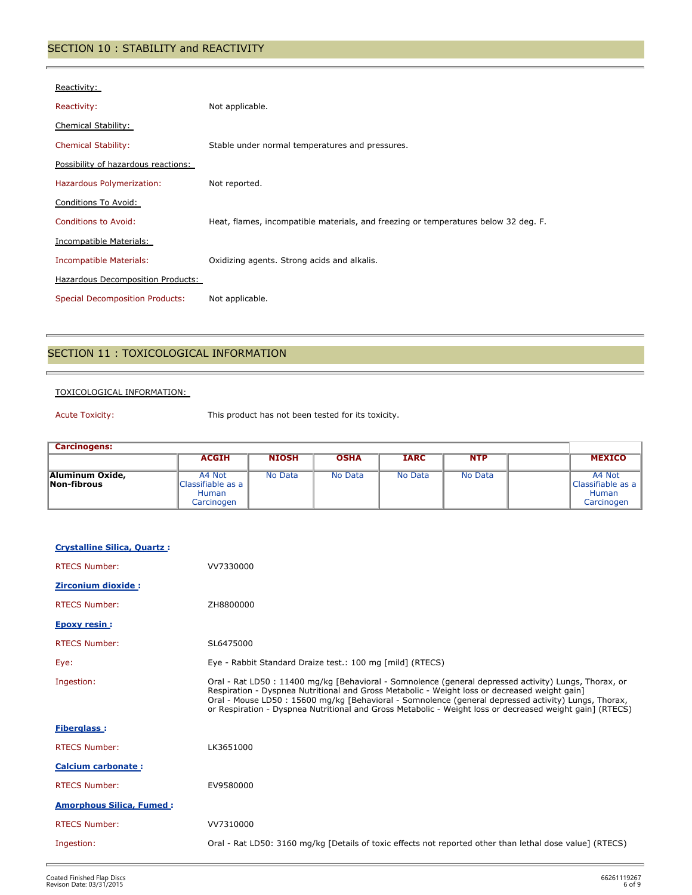## SECTION 10 : STABILITY and REACTIVITY

Reactivity:

Reactivity: Not applicable.

Chemical Stability:

Chemical Stability: Stable under normal temperatures and pressures.

Possibility of hazardous reactions:

Hazardous Polymerization: Not reported.

Conditions To Avoid:

Conditions to Avoid: Heat, flames, incompatible materials, and freezing or temperatures below 32 deg. F.

Incompatible Materials:

Incompatible Materials: Oxidizing agents. Strong acids and alkalis.

Hazardous Decomposition Products:

Special Decomposition Products: Not applicable.

## SECTION 11 : TOXICOLOGICAL INFORMATION

TOXICOLOGICAL INFORMATION:

Acute Toxicity: This product has not been tested for its toxicity.

| Carcinogens: | | | | | | | |
|---|---|---|---|---|---|---|---|
| | ACGIH | NIOSH | OSHA | IARC | NTP | | MEXICO |
| Aluminum Oxide, Non-fibrous | A4 Not Classifiable as a Human Carcinogen | No Data | No Data | No Data | No Data | | A4 Not Classifiable as a Human Carcinogen |

**Crystalline Silica, Quartz :**

RTECS Number: VV7330000

**Zirconium dioxide :**

RTECS Number: ZH8800000

**Epoxy resin :**

RTECS Number: SL6475000

Eye: Eye - Rabbit Standard Draize test.: 100 mg [mild] (RTECS)

Ingestion: Oral - Rat LD50 : 11400 mg/kg [Behavioral - Somnolence (general depressed activity) Lungs, Thorax, or Respiration - Dyspnea Nutritional and Gross Metabolic - Weight loss or decreased weight gain]
Oral - Mouse LD50 : 15600 mg/kg [Behavioral - Somnolence (general depressed activity) Lungs, Thorax, or Respiration - Dyspnea Nutritional and Gross Metabolic - Weight loss or decreased weight gain] (RTECS)

**Fiberglass :**

RTECS Number: LK3651000

**Calcium carbonate :**

RTECS Number: EV9580000

**Amorphous Silica, Fumed :**

RTECS Number: VV7310000

Ingestion: Oral - Rat LD50: 3160 mg/kg [Details of toxic effects not reported other than lethal dose value] (RTECS)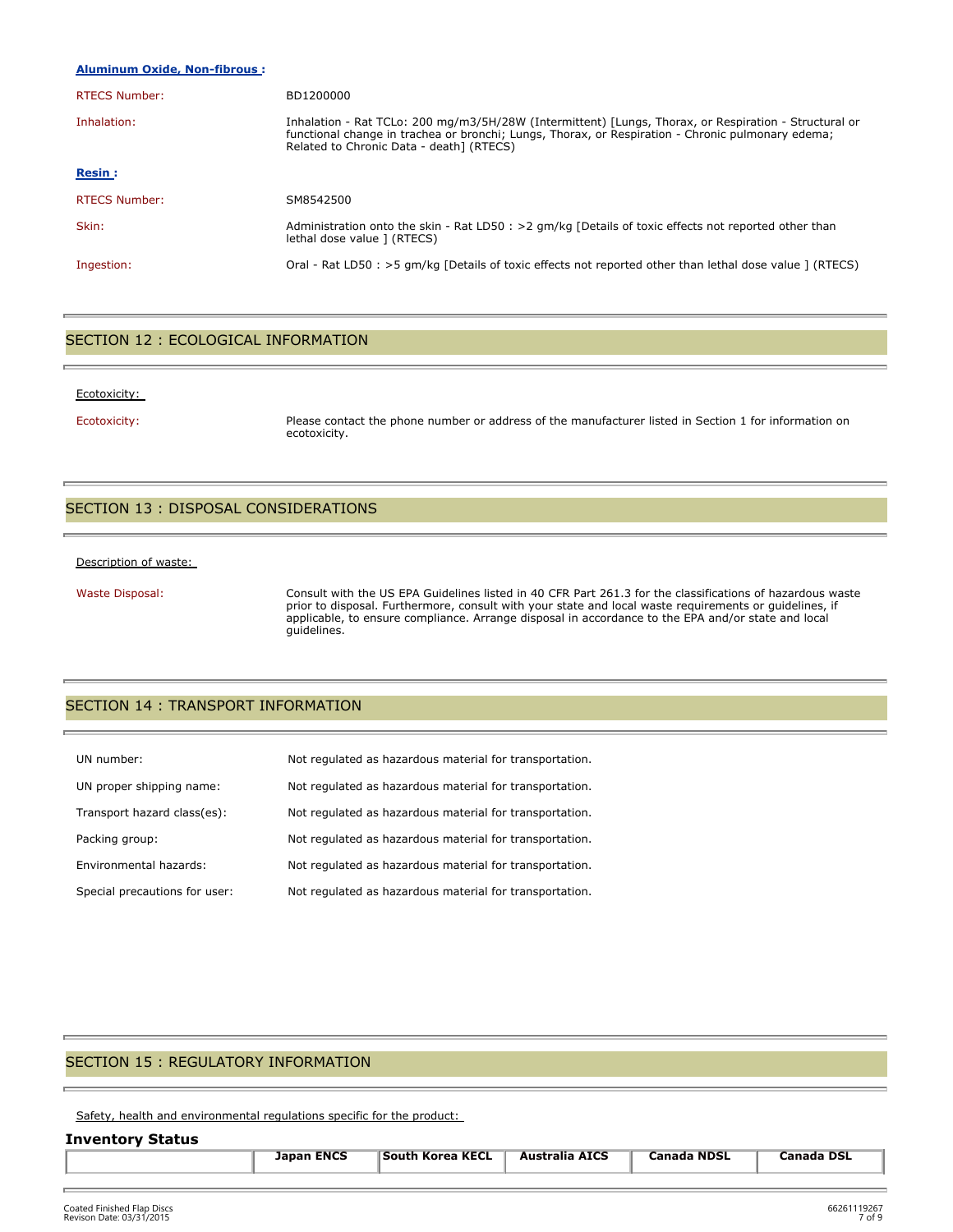**Aluminum Oxide, Non-fibrous :**

| | |
|---|---|
| RTECS Number: | BD1200000 |
| Inhalation: | Inhalation - Rat TCLo: 200 mg/m3/5H/28W (Intermittent) [Lungs, Thorax, or Respiration - Structural or functional change in trachea or bronchi; Lungs, Thorax, or Respiration - Chronic pulmonary edema; Related to Chronic Data - death] (RTECS) |

**Resin :**

| | |
|---|---|
| RTECS Number: | SM8542500 |
| Skin: | Administration onto the skin - Rat LD50 : >2 gm/kg [Details of toxic effects not reported other than lethal dose value ] (RTECS) |
| Ingestion: | Oral - Rat LD50 : >5 gm/kg [Details of toxic effects not reported other than lethal dose value ] (RTECS) |

## SECTION 12 : ECOLOGICAL INFORMATION

Ecotoxicity:

| | |
|---|---|
| Ecotoxicity: | Please contact the phone number or address of the manufacturer listed in Section 1 for information on ecotoxicity. |

## SECTION 13 : DISPOSAL CONSIDERATIONS

Description of waste:

| | |
|---|---|
| Waste Disposal: | Consult with the US EPA Guidelines listed in 40 CFR Part 261.3 for the classifications of hazardous waste prior to disposal. Furthermore, consult with your state and local waste requirements or guidelines, if applicable, to ensure compliance. Arrange disposal in accordance to the EPA and/or state and local guidelines. |

## SECTION 14 : TRANSPORT INFORMATION

| | |
|---|---|
| UN number: | Not regulated as hazardous material for transportation. |
| UN proper shipping name: | Not regulated as hazardous material for transportation. |
| Transport hazard class(es): | Not regulated as hazardous material for transportation. |
| Packing group: | Not regulated as hazardous material for transportation. |
| Environmental hazards: | Not regulated as hazardous material for transportation. |
| Special precautions for user: | Not regulated as hazardous material for transportation. |

## SECTION 15 : REGULATORY INFORMATION

Safety, health and environmental regulations specific for the product:

### Inventory Status

| | Japan ENCS | South Korea KECL | Australia AICS | Canada NDSL | Canada DSL |
|---|---|---|---|---|---|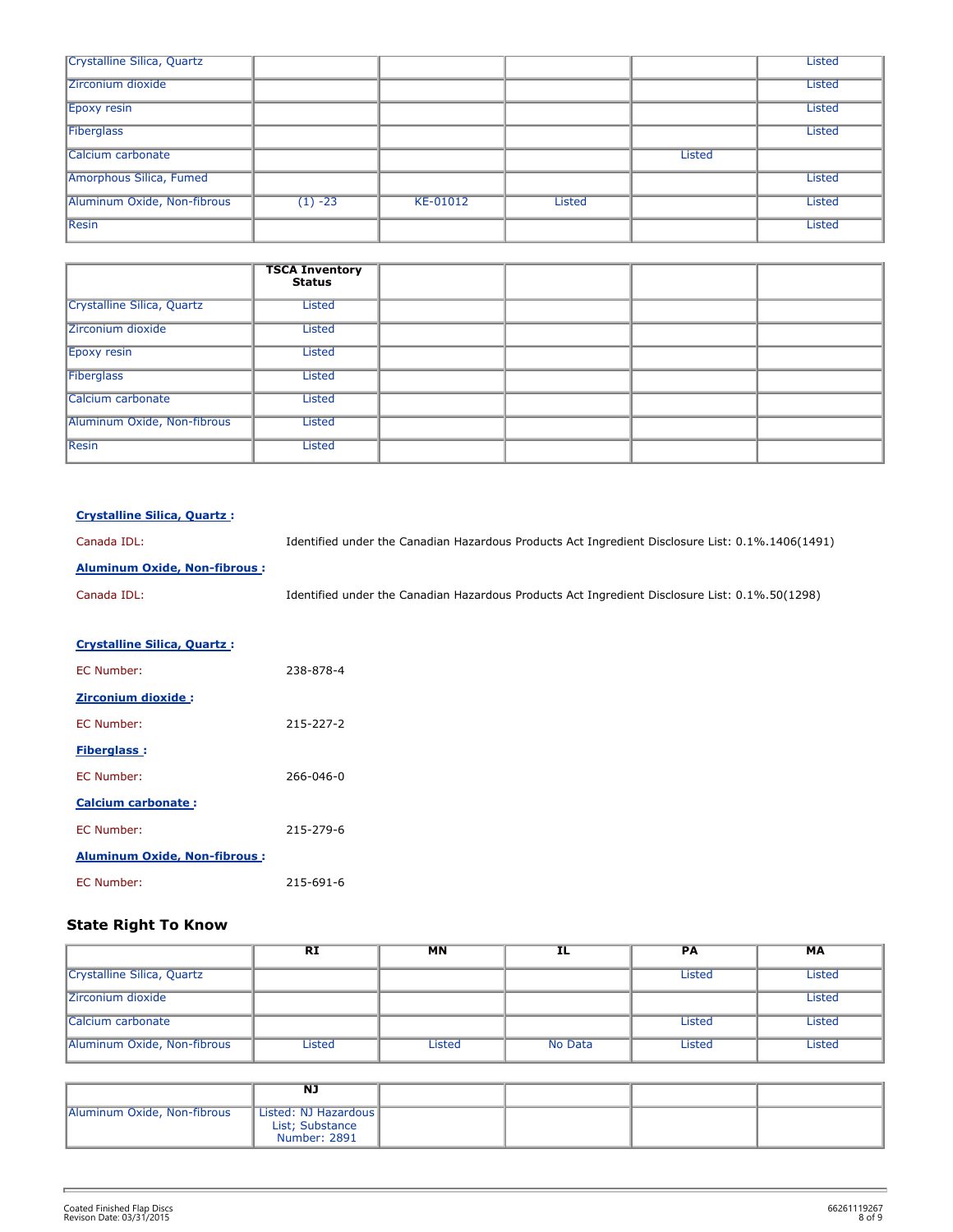| | | | | | |
|---|---|---|---|---|---|
| Crystalline Silica, Quartz | | | | | Listed |
| Zirconium dioxide | | | | | Listed |
| Epoxy resin | | | | | Listed |
| Fiberglass | | | | | Listed |
| Calcium carbonate | | | | Listed | |
| Amorphous Silica, Fumed | | | | | Listed |
| Aluminum Oxide, Non-fibrous | (1) -23 | KE-01012 | Listed | | Listed |
| Resin | | | | | Listed |

| | TSCA Inventory Status | | | | |
|---|---|---|---|---|---|
| Crystalline Silica, Quartz | Listed | | | | |
| Zirconium dioxide | Listed | | | | |
| Epoxy resin | Listed | | | | |
| Fiberglass | Listed | | | | |
| Calcium carbonate | Listed | | | | |
| Aluminum Oxide, Non-fibrous | Listed | | | | |
| Resin | Listed | | | | |

**Crystalline Silica, Quartz :**

Canada IDL: Identified under the Canadian Hazardous Products Act Ingredient Disclosure List: 0.1%.1406(1491)

**Aluminum Oxide, Non-fibrous :**

Canada IDL: Identified under the Canadian Hazardous Products Act Ingredient Disclosure List: 0.1%.50(1298)

**Crystalline Silica, Quartz :**

EC Number: 238-878-4

**Zirconium dioxide :**

EC Number: 215-227-2

**Fiberglass :**

EC Number: 266-046-0

**Calcium carbonate :**

EC Number: 215-279-6

**Aluminum Oxide, Non-fibrous :**

EC Number: 215-691-6

## State Right To Know

| | RI | MN | IL | PA | MA |
|---|---|---|---|---|---|
| Crystalline Silica, Quartz | | | | Listed | Listed |
| Zirconium dioxide | | | | | Listed |
| Calcium carbonate | | | | Listed | Listed |
| Aluminum Oxide, Non-fibrous | Listed | Listed | No Data | Listed | Listed |

| | NJ | | | | |
|---|---|---|---|---|---|
| Aluminum Oxide, Non-fibrous | Listed: NJ Hazardous List; Substance Number: 2891 | | | | |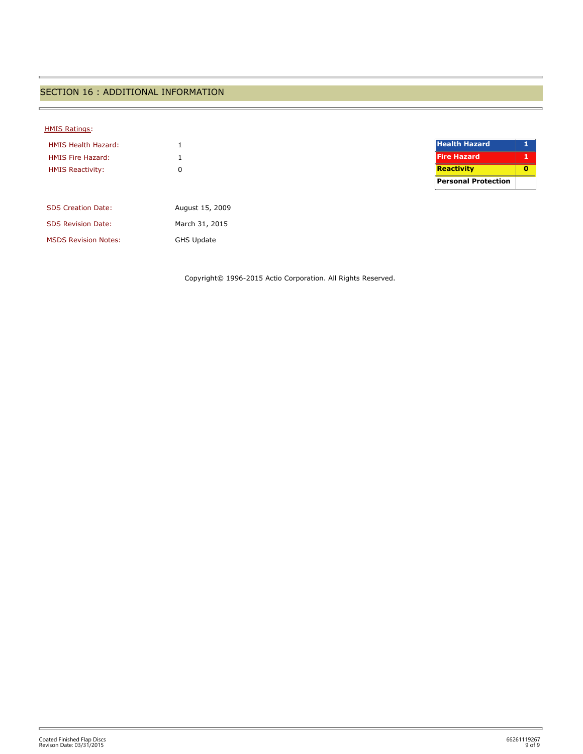## SECTION 16 : ADDITIONAL INFORMATION

HMIS Ratings:

HMIS Health Hazard: 1

HMIS Fire Hazard: 1

HMIS Reactivity: 0

| | |
|---|---|
| **Health Hazard** | **1** |
| **Fire Hazard** | **1** |
| **Reactivity** | **0** |
| **Personal Protection** | |

SDS Creation Date: August 15, 2009

SDS Revision Date: March 31, 2015

MSDS Revision Notes: GHS Update

Copyright© 1996-2015 Actio Corporation. All Rights Reserved.